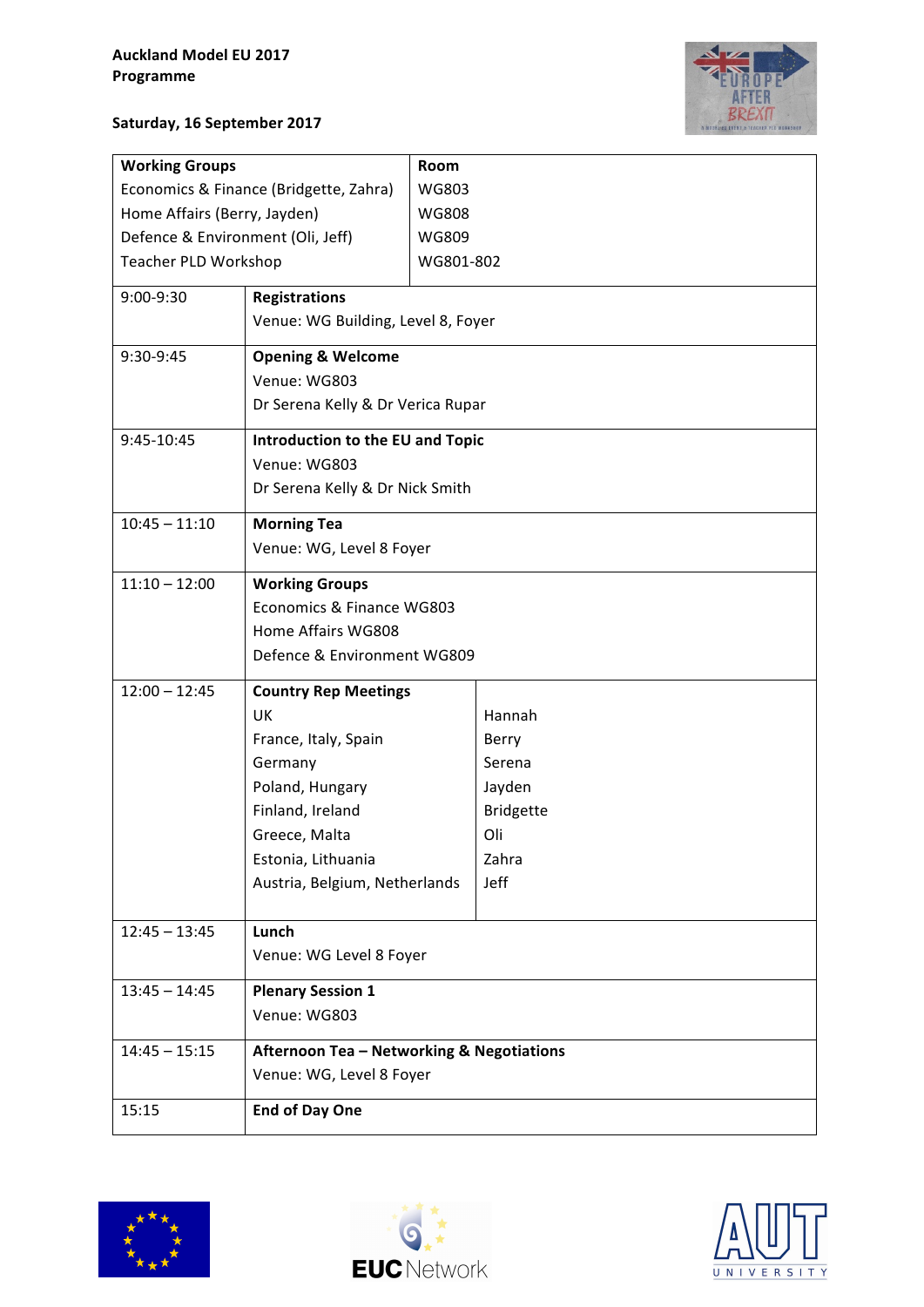**Auckland Model EU 2017**
**Programme**

**Saturday, 16 September 2017**

| **Working Groups** | **Room** |
|---|---|
| Economics & Finance (Bridgette, Zahra) | WG803 |
| Home Affairs (Berry, Jayden) | WG808 |
| Defence & Environment (Oli, Jeff) | WG809 |
| Teacher PLD Workshop | WG801-802 |

| | | |
|---|---|---|
| 9:00-9:30 | **Registrations**<br>Venue: WG Building, Level 8, Foyer | |
| 9:30-9:45 | **Opening & Welcome**<br>Venue: WG803<br>Dr Serena Kelly & Dr Verica Rupar | |
| 9:45-10:45 | **Introduction to the EU and Topic**<br>Venue: WG803<br>Dr Serena Kelly & Dr Nick Smith | |
| 10:45 – 11:10 | **Morning Tea**<br>Venue: WG, Level 8 Foyer | |
| 11:10 – 12:00 | **Working Groups**<br>Economics & Finance WG803<br>Home Affairs WG808<br>Defence & Environment WG809 | |
| 12:00 – 12:45 | **Country Rep Meetings**<br>UK<br>France, Italy, Spain<br>Germany<br>Poland, Hungary<br>Finland, Ireland<br>Greece, Malta<br>Estonia, Lithuania<br>Austria, Belgium, Netherlands | <br>Hannah<br>Berry<br>Serena<br>Jayden<br>Bridgette<br>Oli<br>Zahra<br>Jeff |
| 12:45 – 13:45 | **Lunch**<br>Venue: WG Level 8 Foyer | |
| 13:45 – 14:45 | **Plenary Session 1**<br>Venue: WG803 | |
| 14:45 – 15:15 | **Afternoon Tea – Networking & Negotiations**<br>Venue: WG, Level 8 Foyer | |
| 15:15 | **End of Day One** | |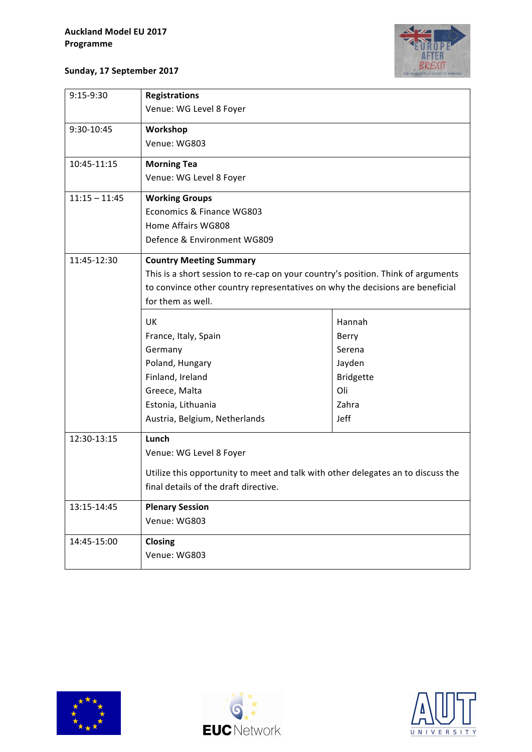**Auckland Model EU 2017**
**Programme**

**Sunday, 17 September 2017**

| | | |
|---|---|---|
| 9:15-9:30 | **Registrations**<br>Venue: WG Level 8 Foyer | |
| 9:30-10:45 | **Workshop**<br>Venue: WG803 | |
| 10:45-11:15 | **Morning Tea**<br>Venue: WG Level 8 Foyer | |
| 11:15 – 11:45 | **Working Groups**<br>Economics & Finance WG803<br>Home Affairs WG808<br>Defence & Environment WG809 | |
| 11:45-12:30 | **Country Meeting Summary**<br>This is a short session to re-cap on your country's position. Think of arguments to convince other country representatives on why the decisions are beneficial for them as well. | |
| | UK<br>France, Italy, Spain<br>Germany<br>Poland, Hungary<br>Finland, Ireland<br>Greece, Malta<br>Estonia, Lithuania<br>Austria, Belgium, Netherlands | Hannah<br>Berry<br>Serena<br>Jayden<br>Bridgette<br>Oli<br>Zahra<br>Jeff |
| 12:30-13:15 | **Lunch**<br>Venue: WG Level 8 Foyer<br>Utilize this opportunity to meet and talk with other delegates an to discuss the final details of the draft directive. | |
| 13:15-14:45 | **Plenary Session**<br>Venue: WG803 | |
| 14:45-15:00 | **Closing**<br>Venue: WG803 | |